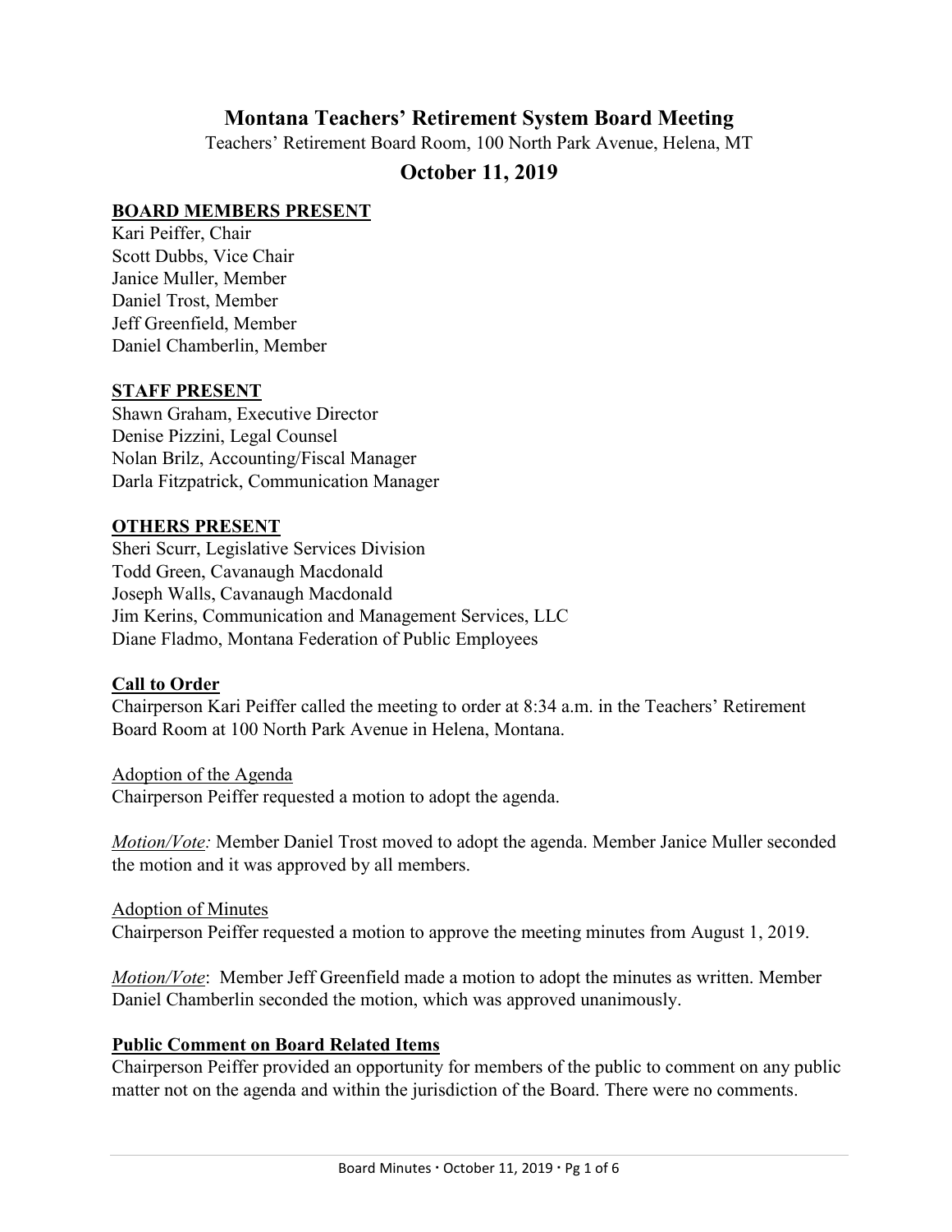# Montana Teachers' Retirement System Board Meeting

Teachers' Retirement Board Room, 100 North Park Avenue, Helena, MT

## October 11, 2019

**BOARD MEMBERS PRESENT**

Kari Peiffer, Chair
Scott Dubbs, Vice Chair
Janice Muller, Member
Daniel Trost, Member
Jeff Greenfield, Member
Daniel Chamberlin, Member

**STAFF PRESENT**

Shawn Graham, Executive Director
Denise Pizzini, Legal Counsel
Nolan Brilz, Accounting/Fiscal Manager
Darla Fitzpatrick, Communication Manager

**OTHERS PRESENT**

Sheri Scurr, Legislative Services Division
Todd Green, Cavanaugh Macdonald
Joseph Walls, Cavanaugh Macdonald
Jim Kerins, Communication and Management Services, LLC
Diane Fladmo, Montana Federation of Public Employees

**Call to Order**

Chairperson Kari Peiffer called the meeting to order at 8:34 a.m. in the Teachers' Retirement Board Room at 100 North Park Avenue in Helena, Montana.

Adoption of the Agenda

Chairperson Peiffer requested a motion to adopt the agenda.

*Motion/Vote:* Member Daniel Trost moved to adopt the agenda. Member Janice Muller seconded the motion and it was approved by all members.

Adoption of Minutes

Chairperson Peiffer requested a motion to approve the meeting minutes from August 1, 2019.

*Motion/Vote*: Member Jeff Greenfield made a motion to adopt the minutes as written. Member Daniel Chamberlin seconded the motion, which was approved unanimously.

**Public Comment on Board Related Items**

Chairperson Peiffer provided an opportunity for members of the public to comment on any public matter not on the agenda and within the jurisdiction of the Board. There were no comments.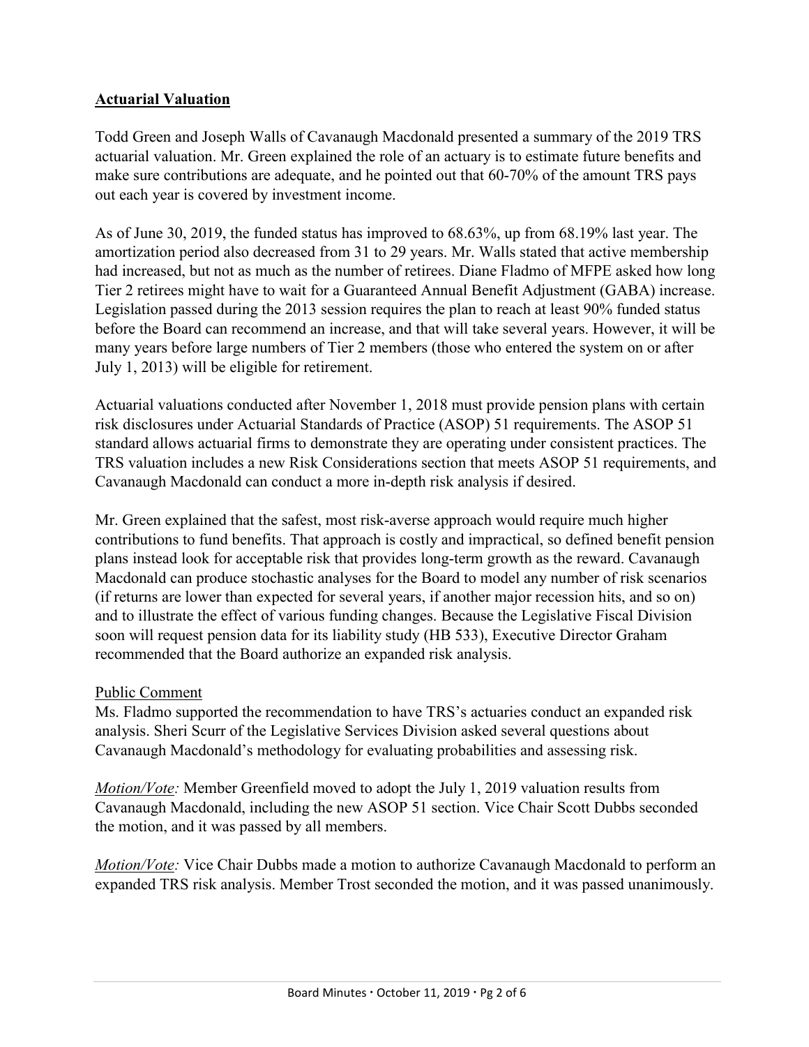## Actuarial Valuation

Todd Green and Joseph Walls of Cavanaugh Macdonald presented a summary of the 2019 TRS actuarial valuation. Mr. Green explained the role of an actuary is to estimate future benefits and make sure contributions are adequate, and he pointed out that 60-70% of the amount TRS pays out each year is covered by investment income.

As of June 30, 2019, the funded status has improved to 68.63%, up from 68.19% last year. The amortization period also decreased from 31 to 29 years. Mr. Walls stated that active membership had increased, but not as much as the number of retirees. Diane Fladmo of MFPE asked how long Tier 2 retirees might have to wait for a Guaranteed Annual Benefit Adjustment (GABA) increase. Legislation passed during the 2013 session requires the plan to reach at least 90% funded status before the Board can recommend an increase, and that will take several years. However, it will be many years before large numbers of Tier 2 members (those who entered the system on or after July 1, 2013) will be eligible for retirement.

Actuarial valuations conducted after November 1, 2018 must provide pension plans with certain risk disclosures under Actuarial Standards of Practice (ASOP) 51 requirements. The ASOP 51 standard allows actuarial firms to demonstrate they are operating under consistent practices. The TRS valuation includes a new Risk Considerations section that meets ASOP 51 requirements, and Cavanaugh Macdonald can conduct a more in-depth risk analysis if desired.

Mr. Green explained that the safest, most risk-averse approach would require much higher contributions to fund benefits. That approach is costly and impractical, so defined benefit pension plans instead look for acceptable risk that provides long-term growth as the reward. Cavanaugh Macdonald can produce stochastic analyses for the Board to model any number of risk scenarios (if returns are lower than expected for several years, if another major recession hits, and so on) and to illustrate the effect of various funding changes. Because the Legislative Fiscal Division soon will request pension data for its liability study (HB 533), Executive Director Graham recommended that the Board authorize an expanded risk analysis.

Public Comment

Ms. Fladmo supported the recommendation to have TRS's actuaries conduct an expanded risk analysis. Sheri Scurr of the Legislative Services Division asked several questions about Cavanaugh Macdonald's methodology for evaluating probabilities and assessing risk.

*Motion/Vote:* Member Greenfield moved to adopt the July 1, 2019 valuation results from Cavanaugh Macdonald, including the new ASOP 51 section. Vice Chair Scott Dubbs seconded the motion, and it was passed by all members.

*Motion/Vote:* Vice Chair Dubbs made a motion to authorize Cavanaugh Macdonald to perform an expanded TRS risk analysis. Member Trost seconded the motion, and it was passed unanimously.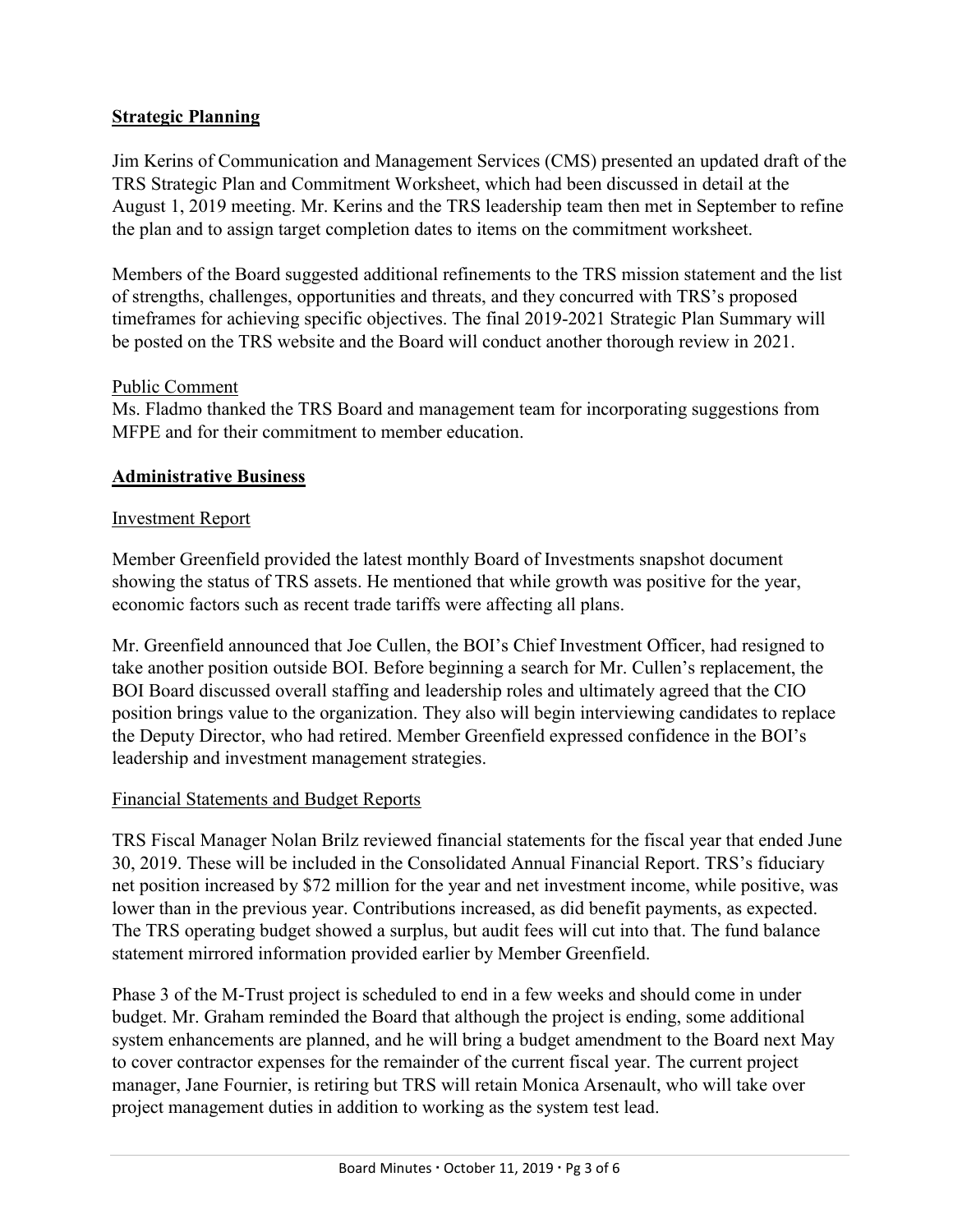## **Strategic Planning**

Jim Kerins of Communication and Management Services (CMS) presented an updated draft of the TRS Strategic Plan and Commitment Worksheet, which had been discussed in detail at the August 1, 2019 meeting. Mr. Kerins and the TRS leadership team then met in September to refine the plan and to assign target completion dates to items on the commitment worksheet.

Members of the Board suggested additional refinements to the TRS mission statement and the list of strengths, challenges, opportunities and threats, and they concurred with TRS's proposed timeframes for achieving specific objectives. The final 2019-2021 Strategic Plan Summary will be posted on the TRS website and the Board will conduct another thorough review in 2021.

### Public Comment

Ms. Fladmo thanked the TRS Board and management team for incorporating suggestions from MFPE and for their commitment to member education.

## **Administrative Business**

### Investment Report

Member Greenfield provided the latest monthly Board of Investments snapshot document showing the status of TRS assets. He mentioned that while growth was positive for the year, economic factors such as recent trade tariffs were affecting all plans.

Mr. Greenfield announced that Joe Cullen, the BOI's Chief Investment Officer, had resigned to take another position outside BOI. Before beginning a search for Mr. Cullen's replacement, the BOI Board discussed overall staffing and leadership roles and ultimately agreed that the CIO position brings value to the organization. They also will begin interviewing candidates to replace the Deputy Director, who had retired. Member Greenfield expressed confidence in the BOI's leadership and investment management strategies.

### Financial Statements and Budget Reports

TRS Fiscal Manager Nolan Brilz reviewed financial statements for the fiscal year that ended June 30, 2019. These will be included in the Consolidated Annual Financial Report. TRS's fiduciary net position increased by $72 million for the year and net investment income, while positive, was lower than in the previous year. Contributions increased, as did benefit payments, as expected. The TRS operating budget showed a surplus, but audit fees will cut into that. The fund balance statement mirrored information provided earlier by Member Greenfield.

Phase 3 of the M-Trust project is scheduled to end in a few weeks and should come in under budget. Mr. Graham reminded the Board that although the project is ending, some additional system enhancements are planned, and he will bring a budget amendment to the Board next May to cover contractor expenses for the remainder of the current fiscal year. The current project manager, Jane Fournier, is retiring but TRS will retain Monica Arsenault, who will take over project management duties in addition to working as the system test lead.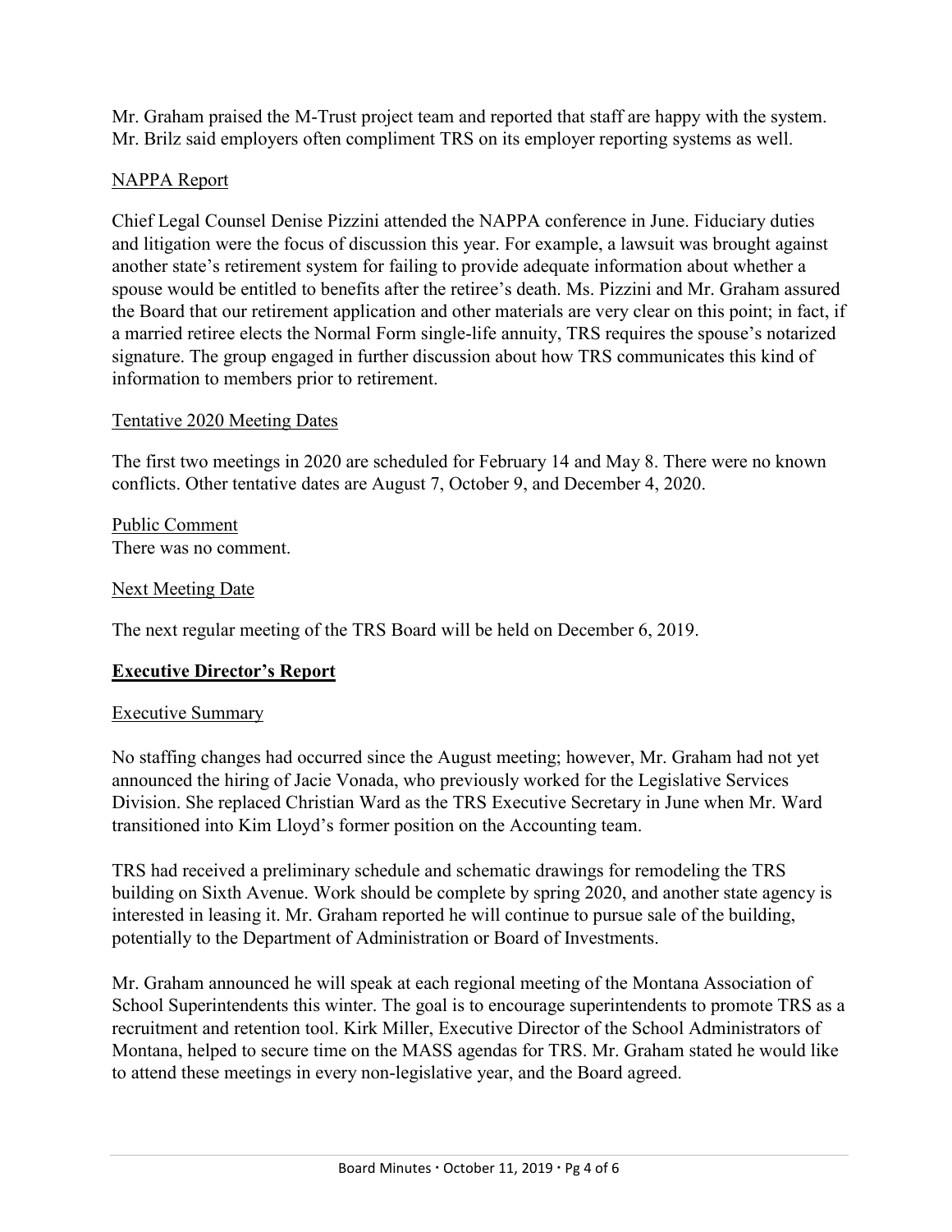Mr. Graham praised the M-Trust project team and reported that staff are happy with the system. Mr. Brilz said employers often compliment TRS on its employer reporting systems as well.

NAPPA Report

Chief Legal Counsel Denise Pizzini attended the NAPPA conference in June. Fiduciary duties and litigation were the focus of discussion this year. For example, a lawsuit was brought against another state's retirement system for failing to provide adequate information about whether a spouse would be entitled to benefits after the retiree's death. Ms. Pizzini and Mr. Graham assured the Board that our retirement application and other materials are very clear on this point; in fact, if a married retiree elects the Normal Form single-life annuity, TRS requires the spouse's notarized signature. The group engaged in further discussion about how TRS communicates this kind of information to members prior to retirement.

Tentative 2020 Meeting Dates

The first two meetings in 2020 are scheduled for February 14 and May 8. There were no known conflicts. Other tentative dates are August 7, October 9, and December 4, 2020.

Public Comment

There was no comment.

Next Meeting Date

The next regular meeting of the TRS Board will be held on December 6, 2019.

## Executive Director's Report

Executive Summary

No staffing changes had occurred since the August meeting; however, Mr. Graham had not yet announced the hiring of Jacie Vonada, who previously worked for the Legislative Services Division. She replaced Christian Ward as the TRS Executive Secretary in June when Mr. Ward transitioned into Kim Lloyd's former position on the Accounting team.

TRS had received a preliminary schedule and schematic drawings for remodeling the TRS building on Sixth Avenue. Work should be complete by spring 2020, and another state agency is interested in leasing it. Mr. Graham reported he will continue to pursue sale of the building, potentially to the Department of Administration or Board of Investments.

Mr. Graham announced he will speak at each regional meeting of the Montana Association of School Superintendents this winter. The goal is to encourage superintendents to promote TRS as a recruitment and retention tool. Kirk Miller, Executive Director of the School Administrators of Montana, helped to secure time on the MASS agendas for TRS. Mr. Graham stated he would like to attend these meetings in every non-legislative year, and the Board agreed.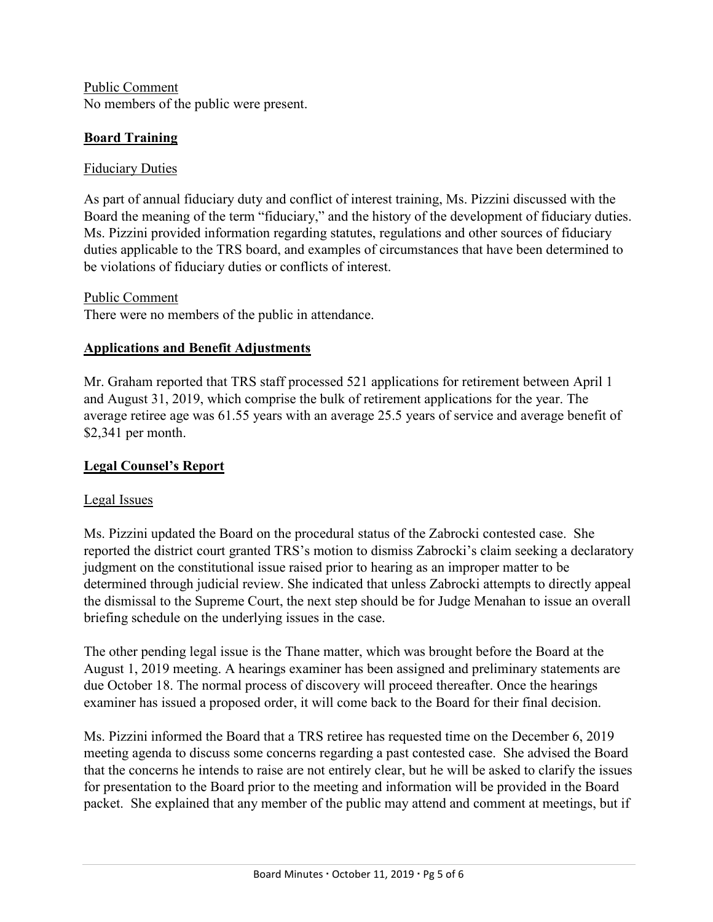Public Comment
No members of the public were present.

**Board Training**

Fiduciary Duties

As part of annual fiduciary duty and conflict of interest training, Ms. Pizzini discussed with the Board the meaning of the term "fiduciary," and the history of the development of fiduciary duties. Ms. Pizzini provided information regarding statutes, regulations and other sources of fiduciary duties applicable to the TRS board, and examples of circumstances that have been determined to be violations of fiduciary duties or conflicts of interest.

Public Comment
There were no members of the public in attendance.

**Applications and Benefit Adjustments**

Mr. Graham reported that TRS staff processed 521 applications for retirement between April 1 and August 31, 2019, which comprise the bulk of retirement applications for the year. The average retiree age was 61.55 years with an average 25.5 years of service and average benefit of $2,341 per month.

**Legal Counsel's Report**

Legal Issues

Ms. Pizzini updated the Board on the procedural status of the Zabrocki contested case. She reported the district court granted TRS's motion to dismiss Zabrocki's claim seeking a declaratory judgment on the constitutional issue raised prior to hearing as an improper matter to be determined through judicial review. She indicated that unless Zabrocki attempts to directly appeal the dismissal to the Supreme Court, the next step should be for Judge Menahan to issue an overall briefing schedule on the underlying issues in the case.

The other pending legal issue is the Thane matter, which was brought before the Board at the August 1, 2019 meeting. A hearings examiner has been assigned and preliminary statements are due October 18. The normal process of discovery will proceed thereafter. Once the hearings examiner has issued a proposed order, it will come back to the Board for their final decision.

Ms. Pizzini informed the Board that a TRS retiree has requested time on the December 6, 2019 meeting agenda to discuss some concerns regarding a past contested case. She advised the Board that the concerns he intends to raise are not entirely clear, but he will be asked to clarify the issues for presentation to the Board prior to the meeting and information will be provided in the Board packet. She explained that any member of the public may attend and comment at meetings, but if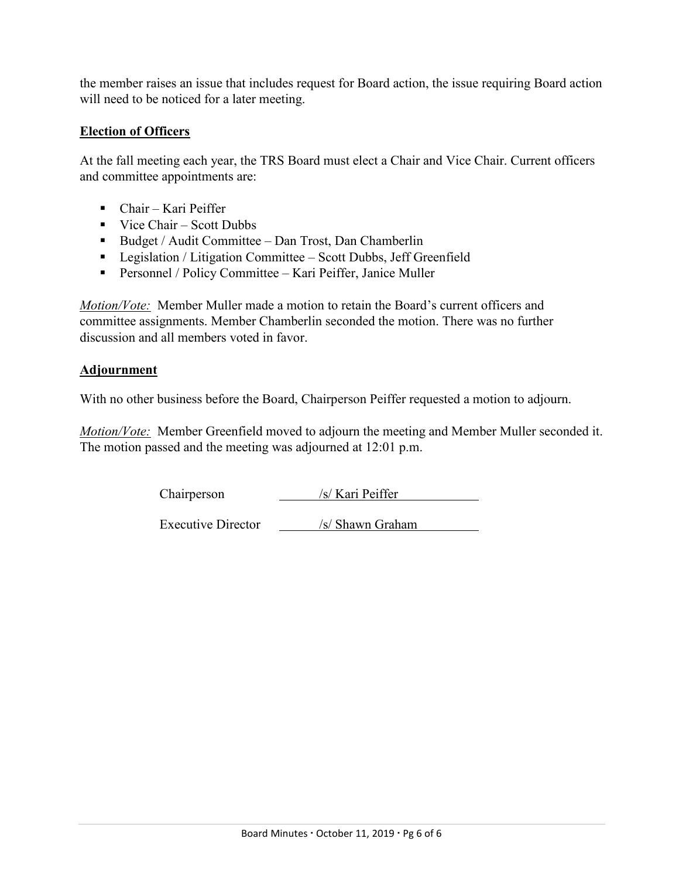the member raises an issue that includes request for Board action, the issue requiring Board action will need to be noticed for a later meeting.

## Election of Officers

At the fall meeting each year, the TRS Board must elect a Chair and Vice Chair. Current officers and committee appointments are:

- Chair – Kari Peiffer
- Vice Chair – Scott Dubbs
- Budget / Audit Committee – Dan Trost, Dan Chamberlin
- Legislation / Litigation Committee – Scott Dubbs, Jeff Greenfield
- Personnel / Policy Committee – Kari Peiffer, Janice Muller

*Motion/Vote:* Member Muller made a motion to retain the Board's current officers and committee assignments. Member Chamberlin seconded the motion. There was no further discussion and all members voted in favor.

## Adjournment

With no other business before the Board, Chairperson Peiffer requested a motion to adjourn.

*Motion/Vote:* Member Greenfield moved to adjourn the meeting and Member Muller seconded it. The motion passed and the meeting was adjourned at 12:01 p.m.

Chairperson /s/ Kari Peiffer

Executive Director /s/ Shawn Graham